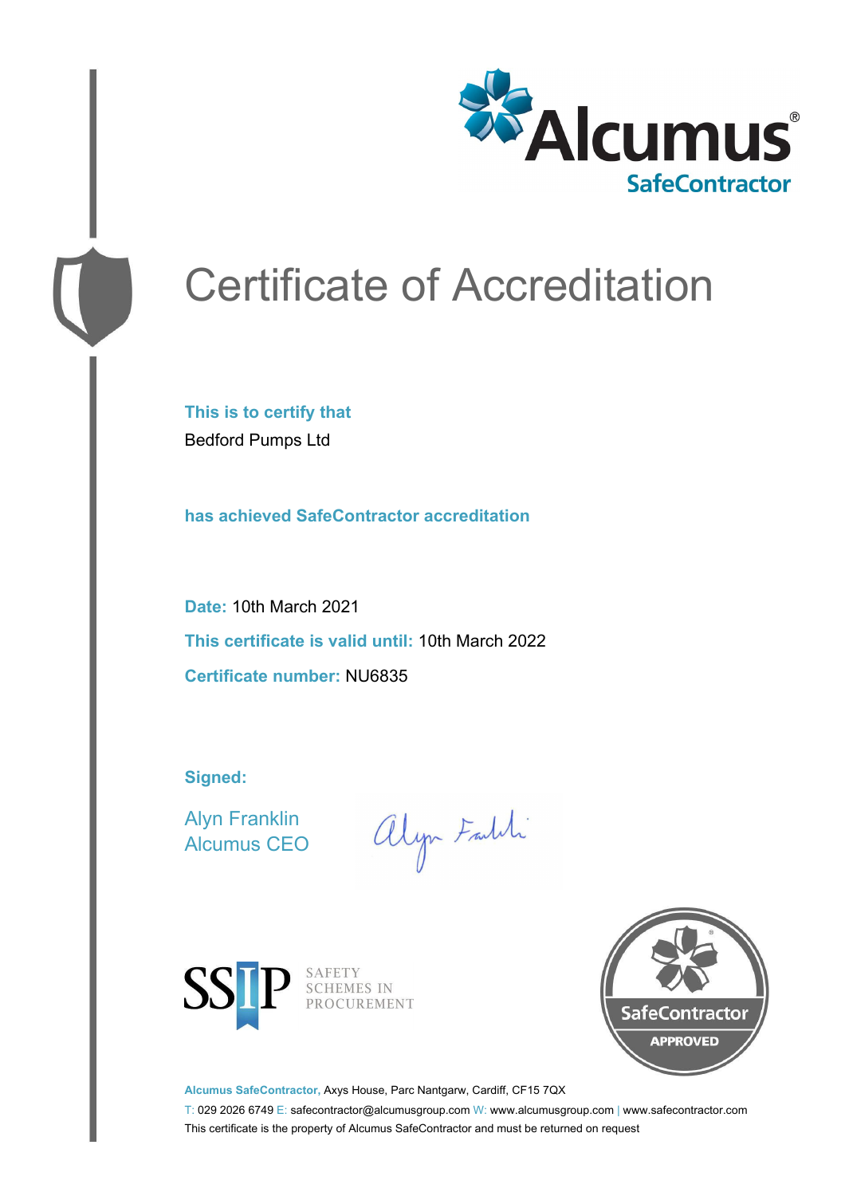Alcumus®
SafeContractor

# Certificate of Accreditation

**This is to certify that**

Bedford Pumps Ltd

**has achieved SafeContractor accreditation**

**Date:** 10th March 2021

**This certificate is valid until:** 10th March 2022

**Certificate number:** NU6835

**Signed:**

Alyn Franklin
Alcumus CEO

SSIP SAFETY SCHEMES IN PROCUREMENT

SafeContractor APPROVED

**Alcumus SafeContractor,** Axys House, Parc Nantgarw, Cardiff, CF15 7QX

T: 029 2026 6749 E: safecontractor@alcumusgroup.com W: www.alcumusgroup.com | www.safecontractor.com

This certificate is the property of Alcumus SafeContractor and must be returned on request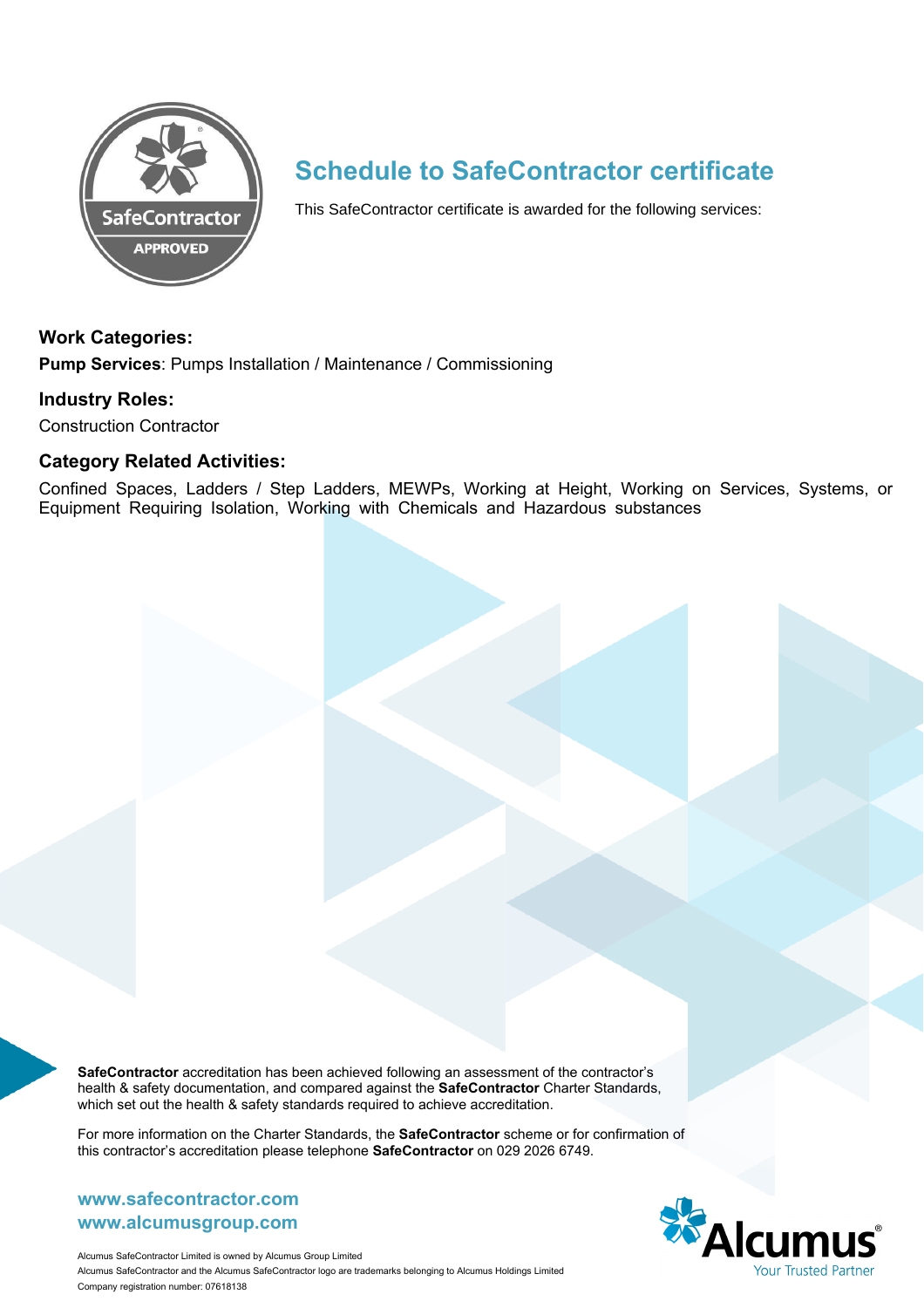# Schedule to SafeContractor certificate

This SafeContractor certificate is awarded for the following services:

### Work Categories:

**Pump Services**: Pumps Installation / Maintenance / Commissioning

### Industry Roles:

Construction Contractor

### Category Related Activities:

Confined Spaces, Ladders / Step Ladders, MEWPs, Working at Height, Working on Services, Systems, or Equipment Requiring Isolation, Working with Chemicals and Hazardous substances

**SafeContractor** accreditation has been achieved following an assessment of the contractor's health & safety documentation, and compared against the **SafeContractor** Charter Standards, which set out the health & safety standards required to achieve accreditation.

For more information on the Charter Standards, the **SafeContractor** scheme or for confirmation of this contractor's accreditation please telephone **SafeContractor** on 029 2026 6749.

**www.safecontractor.com**
**www.alcumusgroup.com**

Alcumus SafeContractor Limited is owned by Alcumus Group Limited
Alcumus SafeContractor and the Alcumus SafeContractor logo are trademarks belonging to Alcumus Holdings Limited
Company registration number: 07618138

Alcumus® Your Trusted Partner